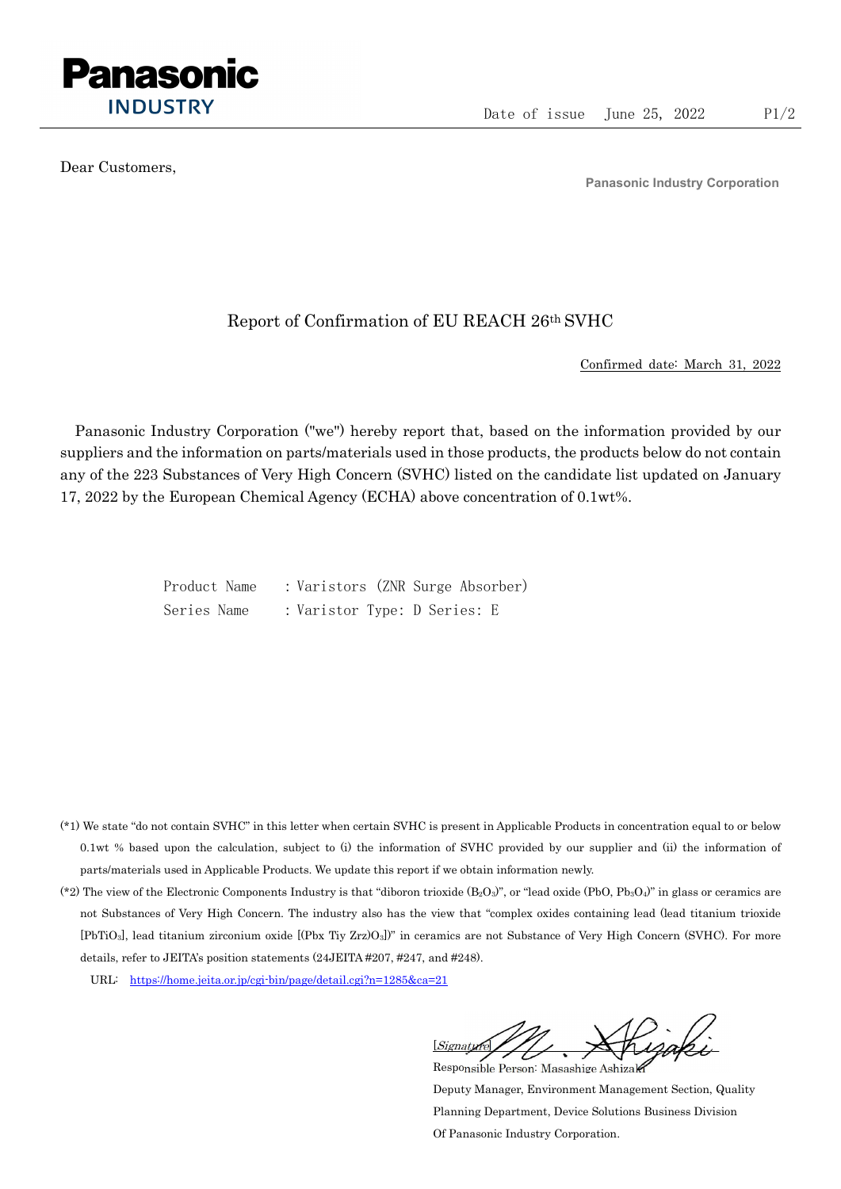Panasonic INDUSTRY

Date of issue June 25, 2022

Dear Customers,

**Panasonic Industry Corporation**

# Report of Confirmation of EU REACH 26th SVHC

Confirmed date: March 31, 2022

Panasonic Industry Corporation ("we") hereby report that, based on the information provided by our suppliers and the information on parts/materials used in those products, the products below do not contain any of the 223 Substances of Very High Concern (SVHC) listed on the candidate list updated on January 17, 2022 by the European Chemical Agency (ECHA) above concentration of 0.1wt%.

Product Name : Varistors (ZNR Surge Absorber)
Series Name : Varistor Type: D Series: E

(*1) We state "do not contain SVHC" in this letter when certain SVHC is present in Applicable Products in concentration equal to or below 0.1wt % based upon the calculation, subject to (i) the information of SVHC provided by our supplier and (ii) the information of parts/materials used in Applicable Products. We update this report if we obtain information newly.

(*2) The view of the Electronic Components Industry is that "diboron trioxide ($B_2O_3$)", or "lead oxide ($PbO$, $Pb_3O_4$)" in glass or ceramics are not Substances of Very High Concern. The industry also has the view that "complex oxides containing lead (lead titanium trioxide [$PbTiO_3$], lead titanium zirconium oxide [(Pbx Tiy Zrz)$O_3$])" in ceramics are not Substance of Very High Concern (SVHC). For more details, refer to JEITA's position statements (24JEITA #207, #247, and #248).

URL: https://home.jeita.or.jp/cgi-bin/page/detail.cgi?n=1285&ca=21

[Signature]

Responsible Person: Masashige Ashizaki
Deputy Manager, Environment Management Section, Quality Planning Department, Device Solutions Business Division
Of Panasonic Industry Corporation.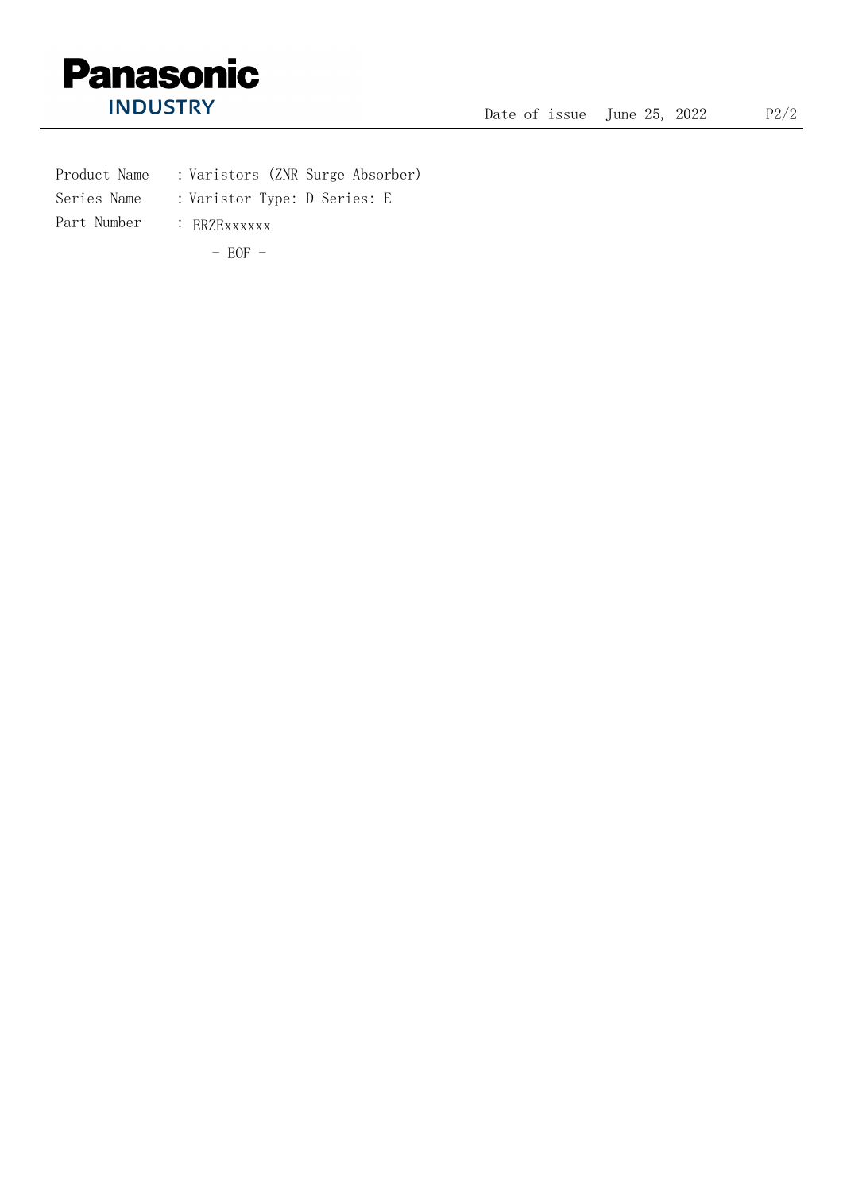Product Name : Varistors (ZNR Surge Absorber)

Series Name : Varistor Type: D Series: E

Part Number : ERZExxxxxx

- EOF -